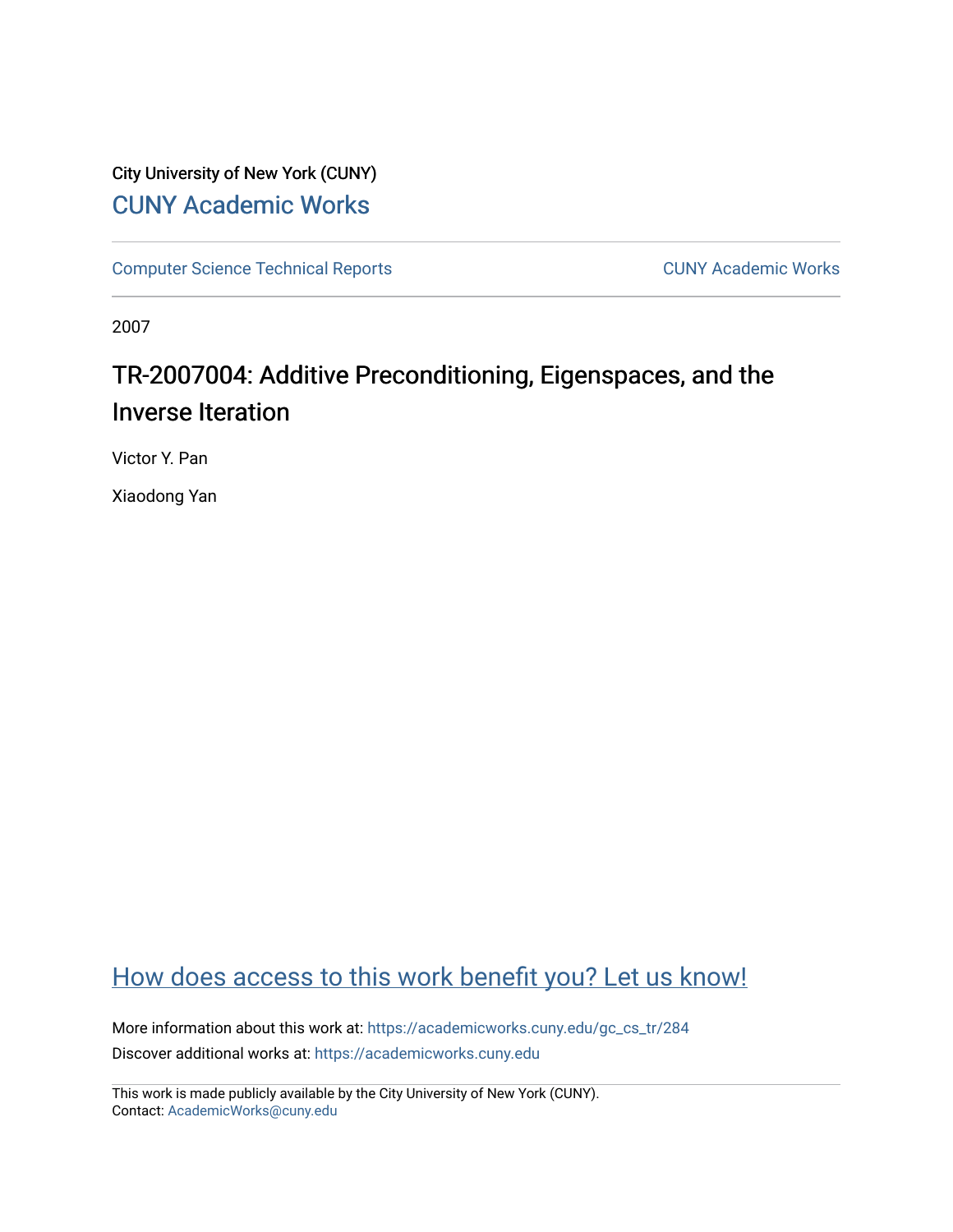City University of New York (CUNY)

CUNY Academic Works

Computer Science Technical Reports

CUNY Academic Works

2007

# TR-2007004: Additive Preconditioning, Eigenspaces, and the Inverse Iteration

Victor Y. Pan

Xiaodong Yan

How does access to this work benefit you? Let us know!

More information about this work at: https://academicworks.cuny.edu/gc_cs_tr/284

Discover additional works at: https://academicworks.cuny.edu

This work is made publicly available by the City University of New York (CUNY).
Contact: AcademicWorks@cuny.edu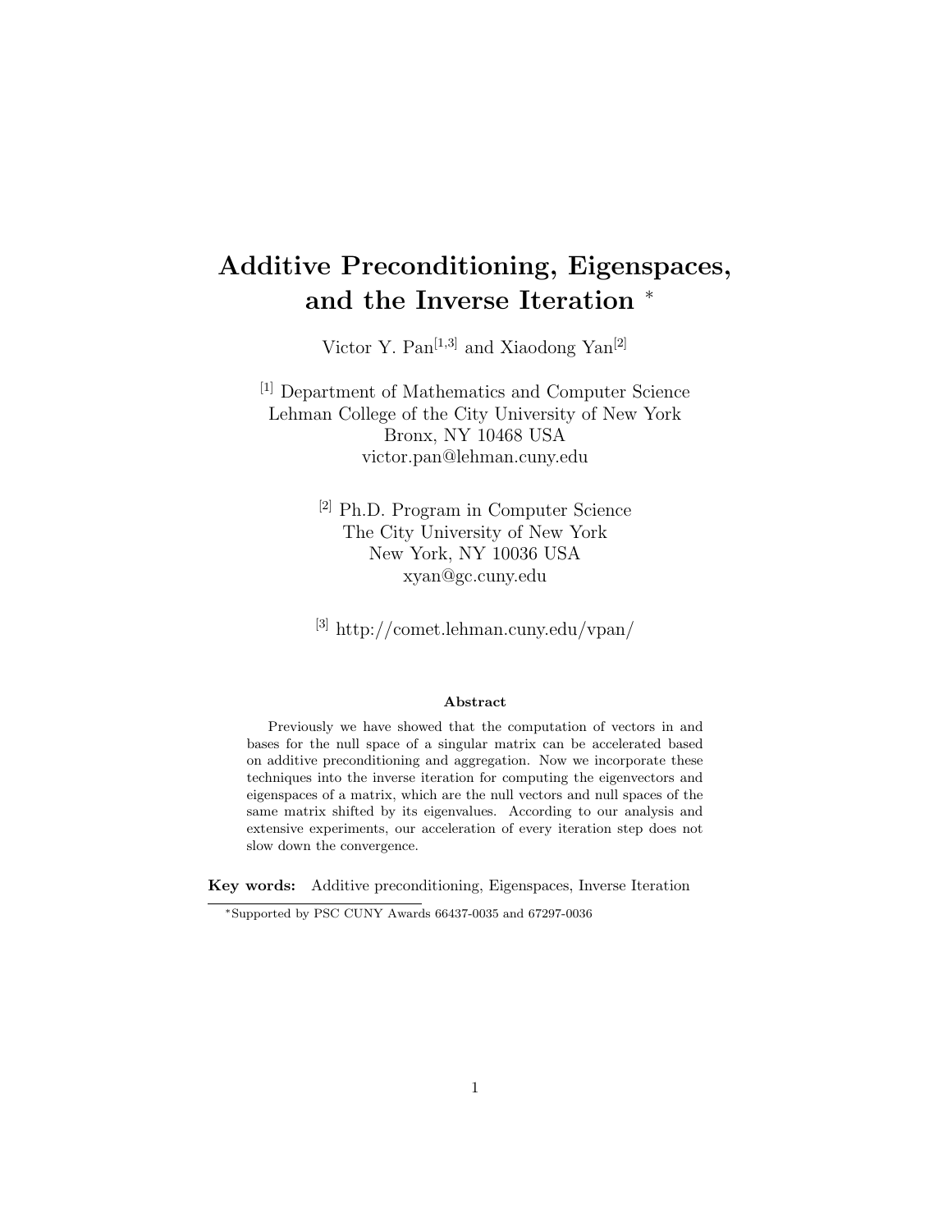# Additive Preconditioning, Eigenspaces, and the Inverse Iteration *

Victor Y. Pan[1,3] and Xiaodong Yan[2]

[1] Department of Mathematics and Computer Science  
Lehman College of the City University of New York  
Bronx, NY 10468 USA  
victor.pan@lehman.cuny.edu

[2] Ph.D. Program in Computer Science  
The City University of New York  
New York, NY 10036 USA  
xyan@gc.cuny.edu

[3] http://comet.lehman.cuny.edu/vpan/

**Abstract**

Previously we have showed that the computation of vectors in and bases for the null space of a singular matrix can be accelerated based on additive preconditioning and aggregation. Now we incorporate these techniques into the inverse iteration for computing the eigenvectors and eigenspaces of a matrix, which are the null vectors and null spaces of the same matrix shifted by its eigenvalues. According to our analysis and extensive experiments, our acceleration of every iteration step does not slow down the convergence.

**Key words:** Additive preconditioning, Eigenspaces, Inverse Iteration

*Supported by PSC CUNY Awards 66437-0035 and 67297-0036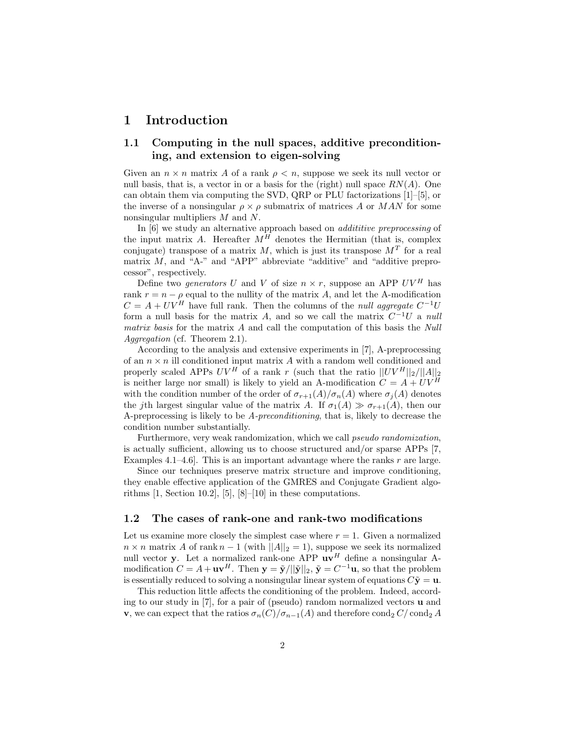# 1 Introduction

## 1.1 Computing in the null spaces, additive preconditioning, and extension to eigen-solving

Given an $n \times n$ matrix $A$ of a rank $\rho < n$, suppose we seek its null vector or null basis, that is, a vector in or a basis for the (right) null space $RN(A)$. One can obtain them via computing the SVD, QRP or PLU factorizations [1]–[5], or the inverse of a nonsingular $\rho \times \rho$ submatrix of matrices $A$ or $MAN$ for some nonsingular multipliers $M$ and $N$.

In [6] we study an alternative approach based on *addititive preprocessing* of the input matrix $A$. Hereafter $M^H$ denotes the Hermitian (that is, complex conjugate) transpose of a matrix $M$, which is just its transpose $M^T$ for a real matrix $M$, and "A-" and "APP" abbreviate "additive" and "additive preprocessor", respectively.

Define two *generators* $U$ and $V$ of size $n \times r$, suppose an APP $UV^H$ has rank $r = n - \rho$ equal to the nullity of the matrix $A$, and let the A-modification $C = A + UV^H$ have full rank. Then the columns of the *null aggregate* $C^{-1}U$ form a null basis for the matrix $A$, and so we call the matrix $C^{-1}U$ a *null matrix basis* for the matrix $A$ and call the computation of this basis the *Null Aggregation* (cf. Theorem 2.1).

According to the analysis and extensive experiments in [7], A-preprocessing of an $n \times n$ ill conditioned input matrix $A$ with a random well conditioned and properly scaled APPs $UV^H$ of a rank $r$ (such that the ratio $||UV^H||_2/||A||_2$ is neither large nor small) is likely to yield an A-modification $C = A + UV^H$ with the condition number of the order of $\sigma_{r+1}(A)/\sigma_n(A)$ where $\sigma_j(A)$ denotes the $j$th largest singular value of the matrix $A$. If $\sigma_1(A) \gg \sigma_{r+1}(A)$, then our A-preprocessing is likely to be *A-preconditioning*, that is, likely to decrease the condition number substantially.

Furthermore, very weak randomization, which we call *pseudo randomization*, is actually sufficient, allowing us to choose structured and/or sparse APPs [7, Examples 4.1–4.6]. This is an important advantage where the ranks $r$ are large.

Since our techniques preserve matrix structure and improve conditioning, they enable effective application of the GMRES and Conjugate Gradient algorithms [1, Section 10.2], [5], [8]–[10] in these computations.

## 1.2 The cases of rank-one and rank-two modifications

Let us examine more closely the simplest case where $r = 1$. Given a normalized $n \times n$ matrix $A$ of rank $n - 1$ (with $||A||_2 = 1$), suppose we seek its normalized null vector $\mathbf{y}$. Let a normalized rank-one APP $\mathbf{u}\mathbf{v}^H$ define a nonsingular A-modification $C = A + \mathbf{u}\mathbf{v}^H$. Then $\mathbf{y} = \tilde{\mathbf{y}}/||\tilde{\mathbf{y}}||_2$, $\tilde{\mathbf{y}} = C^{-1}\mathbf{u}$, so that the problem is essentially reduced to solving a nonsingular linear system of equations $C\tilde{\mathbf{y}} = \mathbf{u}$.

This reduction little affects the conditioning of the problem. Indeed, according to our study in [7], for a pair of (pseudo) random normalized vectors $\mathbf{u}$ and $\mathbf{v}$, we can expect that the ratios $\sigma_n(C)/\sigma_{n-1}(A)$ and therefore $\text{cond}_2\, C/\,\text{cond}_2\, A$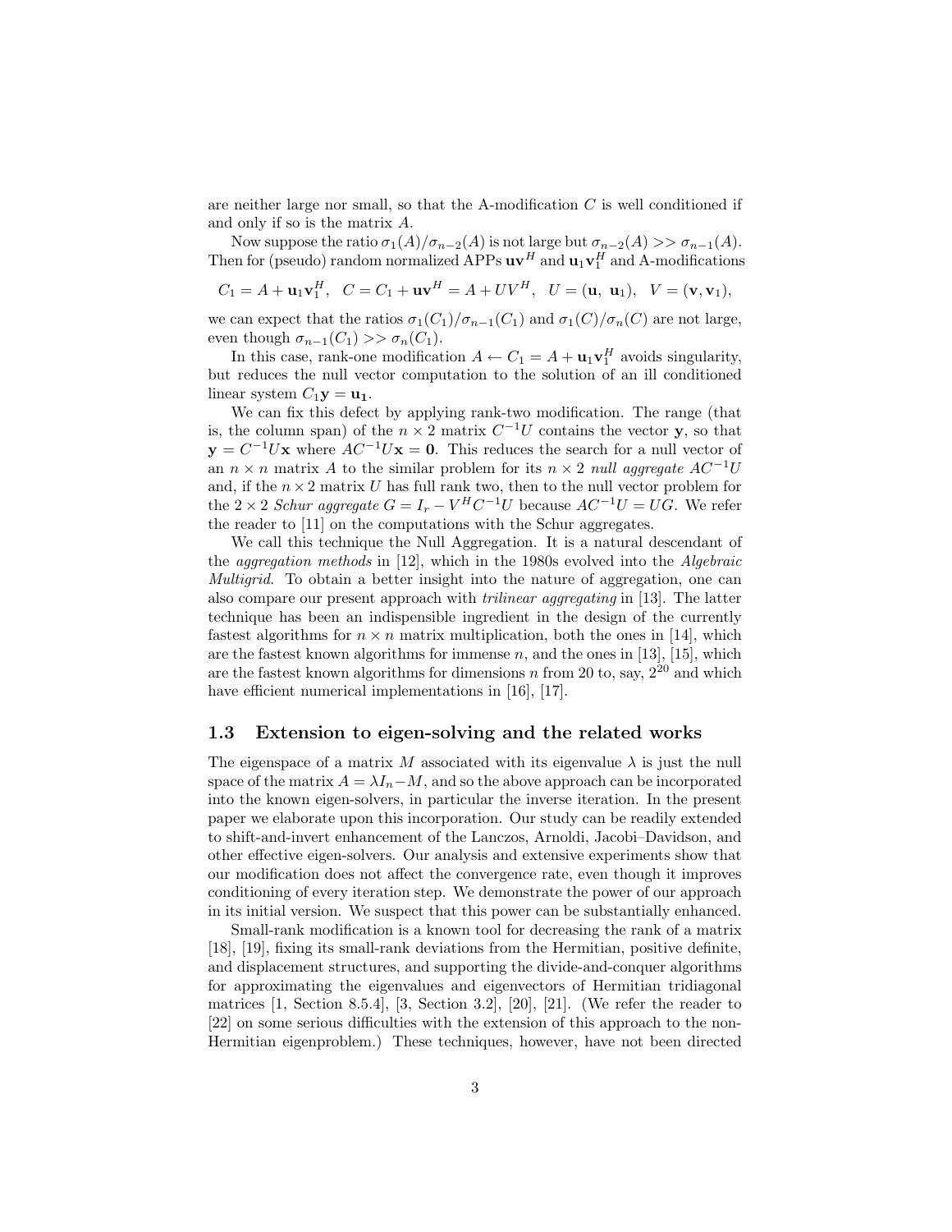are neither large nor small, so that the A-modification $C$ is well conditioned if and only if so is the matrix $A$.

Now suppose the ratio $\sigma_1(A)/\sigma_{n-2}(A)$ is not large but $\sigma_{n-2}(A) >> \sigma_{n-1}(A)$. Then for (pseudo) random normalized APPs $\mathbf{u}\mathbf{v}^H$ and $\mathbf{u}_1\mathbf{v}_1^H$ and A-modifications

$$C_1 = A + \mathbf{u}_1\mathbf{v}_1^H, \quad C = C_1 + \mathbf{u}\mathbf{v}^H = A + UV^H, \quad U = (\mathbf{u},\ \mathbf{u}_1), \quad V = (\mathbf{v}, \mathbf{v}_1),$$

we can expect that the ratios $\sigma_1(C_1)/\sigma_{n-1}(C_1)$ and $\sigma_1(C)/\sigma_n(C)$ are not large, even though $\sigma_{n-1}(C_1) >> \sigma_n(C_1)$.

In this case, rank-one modification $A \leftarrow C_1 = A + \mathbf{u}_1\mathbf{v}_1^H$ avoids singularity, but reduces the null vector computation to the solution of an ill conditioned linear system $C_1\mathbf{y} = \mathbf{u}_1$.

We can fix this defect by applying rank-two modification. The range (that is, the column span) of the $n \times 2$ matrix $C^{-1}U$ contains the vector $\mathbf{y}$, so that $\mathbf{y} = C^{-1}U\mathbf{x}$ where $AC^{-1}U\mathbf{x} = \mathbf{0}$. This reduces the search for a null vector of an $n \times n$ matrix $A$ to the similar problem for its $n \times 2$ *null aggregate* $AC^{-1}U$ and, if the $n \times 2$ matrix $U$ has full rank two, then to the null vector problem for the $2 \times 2$ *Schur aggregate* $G = I_r - V^HC^{-1}U$ because $AC^{-1}U = UG$. We refer the reader to [11] on the computations with the Schur aggregates.

We call this technique the Null Aggregation. It is a natural descendant of the *aggregation methods* in [12], which in the 1980s evolved into the *Algebraic Multigrid*. To obtain a better insight into the nature of aggregation, one can also compare our present approach with *trilinear aggregating* in [13]. The latter technique has been an indispensible ingredient in the design of the currently fastest algorithms for $n \times n$ matrix multiplication, both the ones in [14], which are the fastest known algorithms for immense $n$, and the ones in [13], [15], which are the fastest known algorithms for dimensions $n$ from 20 to, say, $2^{20}$ and which have efficient numerical implementations in [16], [17].

### 1.3 Extension to eigen-solving and the related works

The eigenspace of a matrix $M$ associated with its eigenvalue $\lambda$ is just the null space of the matrix $A = \lambda I_n - M$, and so the above approach can be incorporated into the known eigen-solvers, in particular the inverse iteration. In the present paper we elaborate upon this incorporation. Our study can be readily extended to shift-and-invert enhancement of the Lanczos, Arnoldi, Jacobi–Davidson, and other effective eigen-solvers. Our analysis and extensive experiments show that our modification does not affect the convergence rate, even though it improves conditioning of every iteration step. We demonstrate the power of our approach in its initial version. We suspect that this power can be substantially enhanced.

Small-rank modification is a known tool for decreasing the rank of a matrix [18], [19], fixing its small-rank deviations from the Hermitian, positive definite, and displacement structures, and supporting the divide-and-conquer algorithms for approximating the eigenvalues and eigenvectors of Hermitian tridiagonal matrices [1, Section 8.5.4], [3, Section 3.2], [20], [21]. (We refer the reader to [22] on some serious difficulties with the extension of this approach to the non-Hermitian eigenproblem.) These techniques, however, have not been directed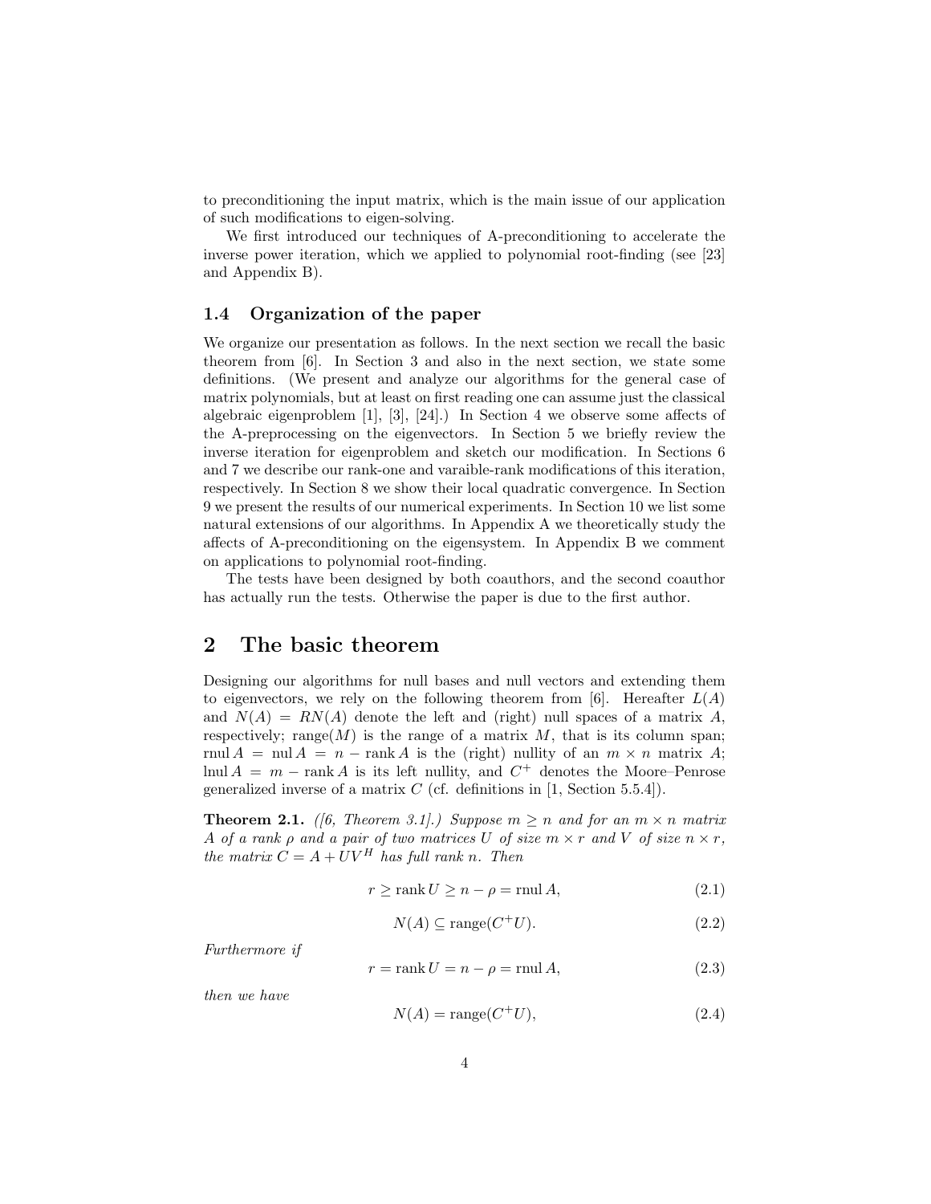to preconditioning the input matrix, which is the main issue of our application of such modifications to eigen-solving.

We first introduced our techniques of A-preconditioning to accelerate the inverse power iteration, which we applied to polynomial root-finding (see [23] and Appendix B).

### 1.4 Organization of the paper

We organize our presentation as follows. In the next section we recall the basic theorem from [6]. In Section 3 and also in the next section, we state some definitions. (We present and analyze our algorithms for the general case of matrix polynomials, but at least on first reading one can assume just the classical algebraic eigenproblem [1], [3], [24].) In Section 4 we observe some affects of the A-preprocessing on the eigenvectors. In Section 5 we briefly review the inverse iteration for eigenproblem and sketch our modification. In Sections 6 and 7 we describe our rank-one and varaible-rank modifications of this iteration, respectively. In Section 8 we show their local quadratic convergence. In Section 9 we present the results of our numerical experiments. In Section 10 we list some natural extensions of our algorithms. In Appendix A we theoretically study the affects of A-preconditioning on the eigensystem. In Appendix B we comment on applications to polynomial root-finding.

The tests have been designed by both coauthors, and the second coauthor has actually run the tests. Otherwise the paper is due to the first author.

## 2 The basic theorem

Designing our algorithms for null bases and null vectors and extending them to eigenvectors, we rely on the following theorem from [6]. Hereafter $L(A)$ and $N(A) = RN(A)$ denote the left and (right) null spaces of a matrix $A$, respectively; $\text{range}(M)$ is the range of a matrix $M$, that is its column span; $\text{rnul}\, A = \text{nul}\, A = n - \text{rank}\, A$ is the (right) nullity of an $m \times n$ matrix $A$; $\text{lnul}\, A = m - \text{rank}\, A$ is its left nullity, and $C^+$ denotes the Moore–Penrose generalized inverse of a matrix $C$ (cf. definitions in [1, Section 5.5.4]).

**Theorem 2.1.** *([6, Theorem 3.1].) Suppose $m \geq n$ and for an $m \times n$ matrix $A$ of a rank $\rho$ and a pair of two matrices $U$ of size $m \times r$ and $V$ of size $n \times r$, the matrix $C = A + UV^H$ has full rank $n$. Then*

$$r \geq \text{rank}\, U \geq n - \rho = \text{rnul}\, A, \tag{2.1}$$

$$N(A) \subseteq \text{range}(C^+U). \tag{2.2}$$

*Furthermore if*

$$r = \text{rank}\, U = n - \rho = \text{rnul}\, A, \tag{2.3}$$

*then we have*

$$N(A) = \text{range}(C^+U), \tag{2.4}$$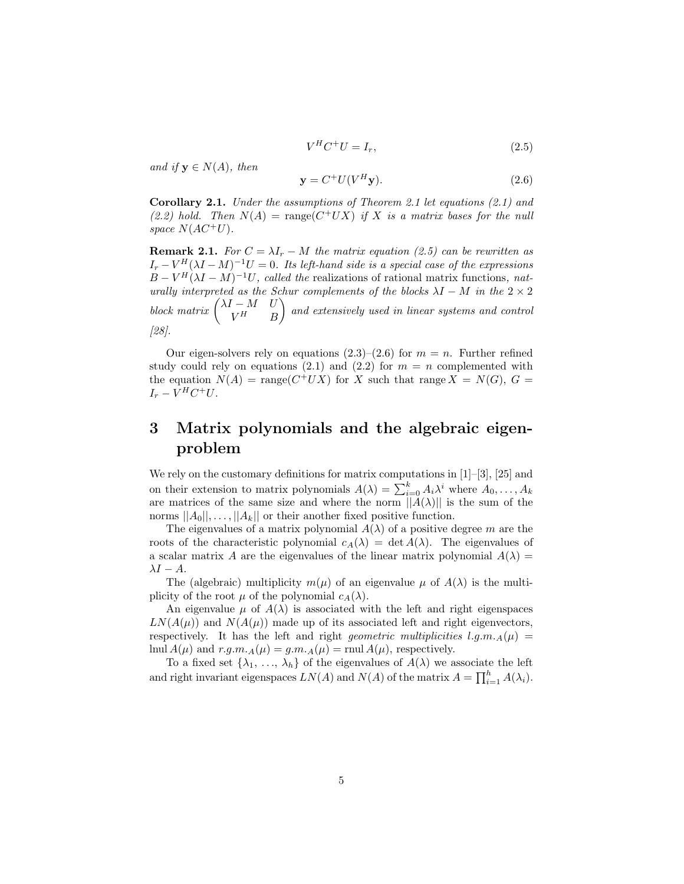$$V^H C^+ U = I_r, \tag{2.5}$$

*and if* $\mathbf{y} \in N(A)$, *then*

$$\mathbf{y} = C^+ U (V^H \mathbf{y}). \tag{2.6}$$

**Corollary 2.1.** *Under the assumptions of Theorem 2.1 let equations (2.1) and (2.2) hold. Then* $N(A) = \text{range}(C^+UX)$ *if* $X$ *is a matrix bases for the null space* $N(AC^+U)$.

**Remark 2.1.** *For* $C = \lambda I_r - M$ *the matrix equation (2.5) can be rewritten as* $I_r - V^H(\lambda I - M)^{-1}U = 0$. *Its left-hand side is a special case of the expressions* $B - V^H(\lambda I - M)^{-1}U$, *called the* realizations of rational matrix functions, *naturally interpreted as the Schur complements of the blocks* $\lambda I - M$ *in the* $2 \times 2$ *block matrix* $\begin{pmatrix} \lambda I - M & U \\ V^H & B \end{pmatrix}$ *and extensively used in linear systems and control [28].*

Our eigen-solvers rely on equations (2.3)–(2.6) for $m = n$. Further refined study could rely on equations (2.1) and (2.2) for $m = n$ complemented with the equation $N(A) = \text{range}(C^+UX)$ for $X$ such that $\text{range}\, X = N(G)$, $G = I_r - V^H C^+ U$.

# 3 Matrix polynomials and the algebraic eigenproblem

We rely on the customary definitions for matrix computations in [1]–[3], [25] and on their extension to matrix polynomials $A(\lambda) = \sum_{i=0}^{k} A_i \lambda^i$ where $A_0, \ldots, A_k$ are matrices of the same size and where the norm $||A(\lambda)||$ is the sum of the norms $||A_0||, \ldots, ||A_k||$ or their another fixed positive function.

The eigenvalues of a matrix polynomial $A(\lambda)$ of a positive degree $m$ are the roots of the characteristic polynomial $c_A(\lambda) = \det A(\lambda)$. The eigenvalues of a scalar matrix $A$ are the eigenvalues of the linear matrix polynomial $A(\lambda) = \lambda I - A$.

The (algebraic) multiplicity $m(\mu)$ of an eigenvalue $\mu$ of $A(\lambda)$ is the multiplicity of the root $\mu$ of the polynomial $c_A(\lambda)$.

An eigenvalue $\mu$ of $A(\lambda)$ is associated with the left and right eigenspaces $LN(A(\mu))$ and $N(A(\mu))$ made up of its associated left and right eigenvectors, respectively. It has the left and right *geometric multiplicities* $l.g.m._A(\mu) = \text{lnul}\, A(\mu)$ and $r.g.m._A(\mu) = g.m._A(\mu) = \text{rnul}\, A(\mu)$, respectively.

To a fixed set $\{\lambda_1, \ldots, \lambda_h\}$ of the eigenvalues of $A(\lambda)$ we associate the left and right invariant eigenspaces $LN(A)$ and $N(A)$ of the matrix $A = \prod_{i=1}^{h} A(\lambda_i)$.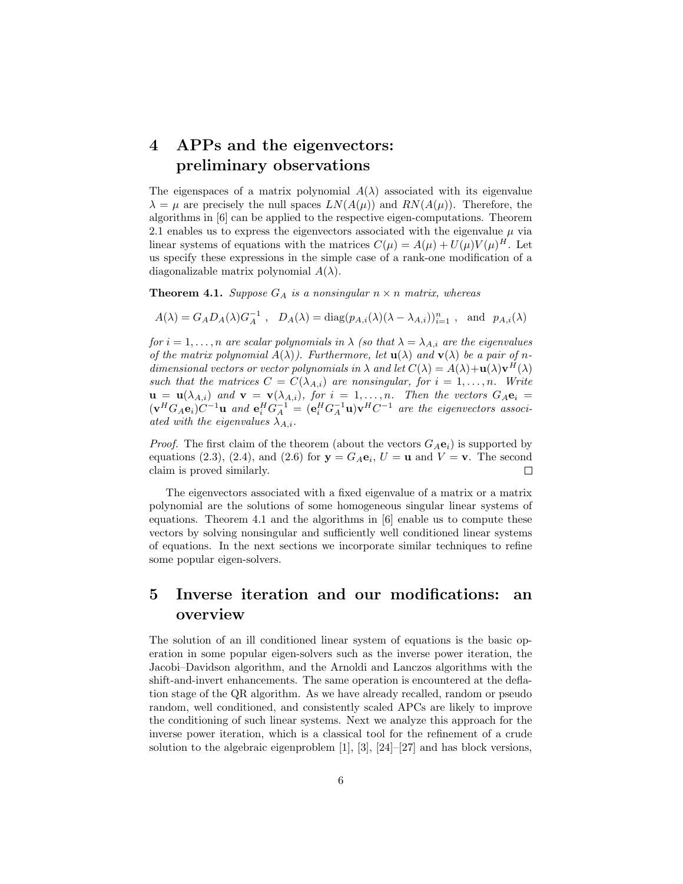# 4 APPs and the eigenvectors: preliminary observations

The eigenspaces of a matrix polynomial $A(\lambda)$ associated with its eigenvalue $\lambda = \mu$ are precisely the null spaces $LN(A(\mu))$ and $RN(A(\mu))$. Therefore, the algorithms in [6] can be applied to the respective eigen-computations. Theorem 2.1 enables us to express the eigenvectors associated with the eigenvalue $\mu$ via linear systems of equations with the matrices $C(\mu) = A(\mu) + U(\mu)V(\mu)^H$. Let us specify these expressions in the simple case of a rank-one modification of a diagonalizable matrix polynomial $A(\lambda)$.

**Theorem 4.1.** *Suppose $G_A$ is a nonsingular $n \times n$ matrix, whereas*

$$A(\lambda) = G_A D_A(\lambda) G_A^{-1} \ , \quad D_A(\lambda) = \text{diag}(p_{A,i}(\lambda)(\lambda - \lambda_{A,i}))_{i=1}^n \ , \quad \text{and} \quad p_{A,i}(\lambda)$$

*for $i = 1, \ldots, n$ are scalar polynomials in $\lambda$ (so that $\lambda = \lambda_{A,i}$ are the eigenvalues of the matrix polynomial $A(\lambda)$). Furthermore, let $\mathbf{u}(\lambda)$ and $\mathbf{v}(\lambda)$ be a pair of $n$-dimensional vectors or vector polynomials in $\lambda$ and let $C(\lambda) = A(\lambda) + \mathbf{u}(\lambda)\mathbf{v}^H(\lambda)$ such that the matrices $C = C(\lambda_{A,i})$ are nonsingular, for $i = 1, \ldots, n$. Write $\mathbf{u} = \mathbf{u}(\lambda_{A,i})$ and $\mathbf{v} = \mathbf{v}(\lambda_{A,i})$, for $i = 1, \ldots, n$. Then the vectors $G_A \mathbf{e}_i = (\mathbf{v}^H G_A \mathbf{e}_i) C^{-1} \mathbf{u}$ and $\mathbf{e}_i^H G_A^{-1} = (\mathbf{e}_i^H G_A^{-1} \mathbf{u}) \mathbf{v}^H C^{-1}$ are the eigenvectors associated with the eigenvalues $\lambda_{A,i}$.*

*Proof.* The first claim of the theorem (about the vectors $G_A \mathbf{e}_i$) is supported by equations (2.3), (2.4), and (2.6) for $\mathbf{y} = G_A \mathbf{e}_i$, $U = \mathbf{u}$ and $V = \mathbf{v}$. The second claim is proved similarly. $\square$

The eigenvectors associated with a fixed eigenvalue of a matrix or a matrix polynomial are the solutions of some homogeneous singular linear systems of equations. Theorem 4.1 and the algorithms in [6] enable us to compute these vectors by solving nonsingular and sufficiently well conditioned linear systems of equations. In the next sections we incorporate similar techniques to refine some popular eigen-solvers.

# 5 Inverse iteration and our modifications: an overview

The solution of an ill conditioned linear system of equations is the basic operation in some popular eigen-solvers such as the inverse power iteration, the Jacobi–Davidson algorithm, and the Arnoldi and Lanczos algorithms with the shift-and-invert enhancements. The same operation is encountered at the deflation stage of the QR algorithm. As we have already recalled, random or pseudo random, well conditioned, and consistently scaled APCs are likely to improve the conditioning of such linear systems. Next we analyze this approach for the inverse power iteration, which is a classical tool for the refinement of a crude solution to the algebraic eigenproblem [1], [3], [24]–[27] and has block versions,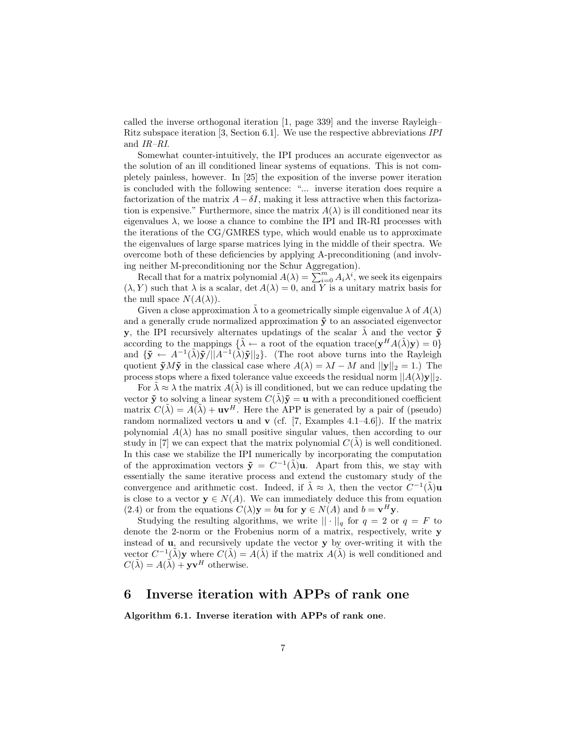called the inverse orthogonal iteration [1, page 339] and the inverse Rayleigh–Ritz subspace iteration [3, Section 6.1]. We use the respective abbreviations *IPI* and *IR–RI*.

Somewhat counter-intuitively, the IPI produces an accurate eigenvector as the solution of an ill conditioned linear systems of equations. This is not completely painless, however. In [25] the exposition of the inverse power iteration is concluded with the following sentence: "... inverse iteration does require a factorization of the matrix $A - \delta I$, making it less attractive when this factorization is expensive." Furthermore, since the matrix $A(\lambda)$ is ill conditioned near its eigenvalues $\lambda$, we loose a chance to combine the IPI and IR-RI processes with the iterations of the CG/GMRES type, which would enable us to approximate the eigenvalues of large sparse matrices lying in the middle of their spectra. We overcome both of these deficiencies by applying A-preconditioning (and involving neither M-preconditioning nor the Schur Aggregation).

Recall that for a matrix polynomial $A(\lambda) = \sum_{i=0}^{m} A_i \lambda^i$, we seek its eigenpairs $(\lambda, Y)$ such that $\lambda$ is a scalar, $\det A(\lambda) = 0$, and $Y$ is a unitary matrix basis for the null space $N(A(\lambda))$.

Given a close approximation $\tilde{\lambda}$ to a geometrically simple eigenvalue $\lambda$ of $A(\lambda)$ and a generally crude normalized approximation $\tilde{\mathbf{y}}$ to an associated eigenvector $\mathbf{y}$, the IPI recursively alternates updatings of the scalar $\tilde{\lambda}$ and the vector $\tilde{\mathbf{y}}$ according to the mappings $\{\tilde{\lambda} \leftarrow$ a root of the equation $\text{trace}(\mathbf{y}^H A(\tilde{\lambda})\mathbf{y}) = 0\}$ and $\{\tilde{\mathbf{y}} \leftarrow A^{-1}(\tilde{\lambda})\tilde{\mathbf{y}}/||A^{-1}(\tilde{\lambda})\tilde{\mathbf{y}}||_2\}$. (The root above turns into the Rayleigh quotient $\tilde{\mathbf{y}} M \tilde{\mathbf{y}}$ in the classical case where $A(\lambda) = \lambda I - M$ and $||\mathbf{y}||_2 = 1$.) The process stops where a fixed tolerance value exceeds the residual norm $||A(\lambda)\mathbf{y}||_2$.

For $\tilde{\lambda} \approx \lambda$ the matrix $A(\tilde{\lambda})$ is ill conditioned, but we can reduce updating the vector $\tilde{\mathbf{y}}$ to solving a linear system $C(\tilde{\lambda})\tilde{\mathbf{y}} = \mathbf{u}$ with a preconditioned coefficient matrix $C(\tilde{\lambda}) = A(\tilde{\lambda}) + \mathbf{u}\mathbf{v}^H$. Here the APP is generated by a pair of (pseudo) random normalized vectors $\mathbf{u}$ and $\mathbf{v}$ (cf. [7, Examples 4.1–4.6]). If the matrix polynomial $A(\lambda)$ has no small positive singular values, then according to our study in [7] we can expect that the matrix polynomial $C(\tilde{\lambda})$ is well conditioned. In this case we stabilize the IPI numerically by incorporating the computation of the approximation vectors $\tilde{\mathbf{y}} = C^{-1}(\tilde{\lambda})\mathbf{u}$. Apart from this, we stay with essentially the same iterative process and extend the customary study of the convergence and arithmetic cost. Indeed, if $\tilde{\lambda} \approx \lambda$, then the vector $C^{-1}(\tilde{\lambda})\mathbf{u}$ is close to a vector $\mathbf{y} \in N(A)$. We can immediately deduce this from equation (2.4) or from the equations $C(\lambda)\mathbf{y} = b\mathbf{u}$ for $\mathbf{y} \in N(A)$ and $b = \mathbf{v}^H \mathbf{y}$.

Studying the resulting algorithms, we write $||\cdot||_q$ for $q = 2$ or $q = F$ to denote the 2-norm or the Frobenius norm of a matrix, respectively, write $\mathbf{y}$ instead of $\mathbf{u}$, and recursively update the vector $\mathbf{y}$ by over-writing it with the vector $C^{-1}(\tilde{\lambda})\mathbf{y}$ where $C(\tilde{\lambda}) = A(\tilde{\lambda})$ if the matrix $A(\tilde{\lambda})$ is well conditioned and $C(\tilde{\lambda}) = A(\tilde{\lambda}) + \mathbf{y}\mathbf{v}^H$ otherwise.

# 6 Inverse iteration with APPs of rank one

**Algorithm 6.1. Inverse iteration with APPs of rank one**.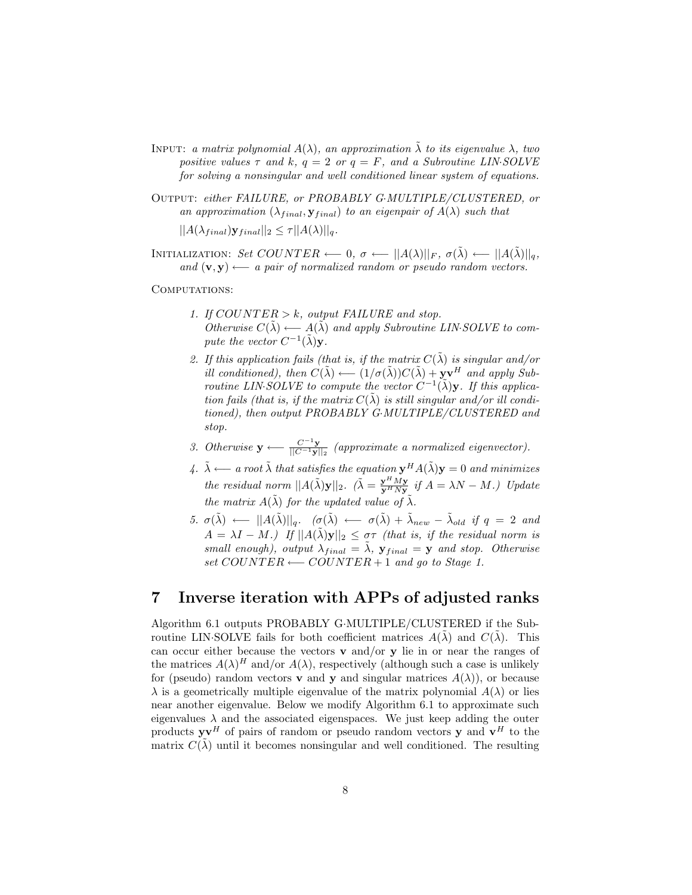INPUT: *a matrix polynomial $A(\lambda)$, an approximation $\tilde{\lambda}$ to its eigenvalue $\lambda$, two positive values $\tau$ and $k$, $q = 2$ or $q = F$, and a Subroutine LIN·SOLVE for solving a nonsingular and well conditioned linear system of equations.*

OUTPUT: *either FAILURE, or PROBABLY G·MULTIPLE/CLUSTERED, or an approximation $(\lambda_{final}, \mathbf{y}_{final})$ to an eigenpair of $A(\lambda)$ such that*

$||A(\lambda_{final})\mathbf{y}_{final}||_2 \leq \tau ||A(\lambda)||_q$.

INITIALIZATION: *Set $COUNTER \longleftarrow 0$, $\sigma \longleftarrow ||A(\lambda)||_F$, $\sigma(\tilde{\lambda}) \longleftarrow ||A(\tilde{\lambda})||_q$, and $(\mathbf{v}, \mathbf{y}) \longleftarrow$ a pair of normalized random or pseudo random vectors.*

COMPUTATIONS:

1. *If $COUNTER > k$, output FAILURE and stop. Otherwise $C(\tilde{\lambda}) \longleftarrow A(\tilde{\lambda})$ and apply Subroutine LIN·SOLVE to compute the vector $C^{-1}(\tilde{\lambda})\mathbf{y}$.*
2. *If this application fails (that is, if the matrix $C(\tilde{\lambda})$ is singular and/or ill conditioned), then $C(\tilde{\lambda}) \longleftarrow (1/\sigma(\tilde{\lambda}))C(\tilde{\lambda}) + \mathbf{y}\mathbf{v}^H$ and apply Subroutine LIN·SOLVE to compute the vector $C^{-1}(\tilde{\lambda})\mathbf{y}$. If this application fails (that is, if the matrix $C(\tilde{\lambda})$ is still singular and/or ill conditioned), then output PROBABLY G·MULTIPLE/CLUSTERED and stop.*
3. *Otherwise $\mathbf{y} \longleftarrow \frac{C^{-1}\mathbf{y}}{||C^{-1}\mathbf{y}||_2}$ (approximate a normalized eigenvector).*
4. *$\tilde{\lambda} \longleftarrow$ a root $\tilde{\lambda}$ that satisfies the equation $\mathbf{y}^H A(\tilde{\lambda})\mathbf{y} = 0$ and minimizes the residual norm $||A(\tilde{\lambda})\mathbf{y}||_2$. ($\tilde{\lambda} = \frac{\mathbf{y}^H M \mathbf{y}}{\mathbf{y}^H N \mathbf{y}}$ if $A = \lambda N - M$.) Update the matrix $A(\tilde{\lambda})$ for the updated value of $\tilde{\lambda}$.*
5. *$\sigma(\tilde{\lambda}) \longleftarrow ||A(\tilde{\lambda})||_q$. ($\sigma(\tilde{\lambda}) \longleftarrow \sigma(\tilde{\lambda}) + \tilde{\lambda}_{new} - \tilde{\lambda}_{old}$ if $q = 2$ and $A = \lambda I - M$.) If $||A(\tilde{\lambda})\mathbf{y}||_2 \leq \sigma\tau$ (that is, if the residual norm is small enough), output $\lambda_{final} = \tilde{\lambda}$, $\mathbf{y}_{final} = \mathbf{y}$ and stop. Otherwise set $COUNTER \longleftarrow COUNTER + 1$ and go to Stage 1.*

## 7 Inverse iteration with APPs of adjusted ranks

Algorithm 6.1 outputs PROBABLY G·MULTIPLE/CLUSTERED if the Subroutine LIN·SOLVE fails for both coefficient matrices $A(\tilde{\lambda})$ and $C(\tilde{\lambda})$. This can occur either because the vectors $\mathbf{v}$ and/or $\mathbf{y}$ lie in or near the ranges of the matrices $A(\lambda)^H$ and/or $A(\lambda)$, respectively (although such a case is unlikely for (pseudo) random vectors $\mathbf{v}$ and $\mathbf{y}$ and singular matrices $A(\lambda)$), or because $\lambda$ is a geometrically multiple eigenvalue of the matrix polynomial $A(\lambda)$ or lies near another eigenvalue. Below we modify Algorithm 6.1 to approximate such eigenvalues $\lambda$ and the associated eigenspaces. We just keep adding the outer products $\mathbf{y}\mathbf{v}^H$ of pairs of random or pseudo random vectors $\mathbf{y}$ and $\mathbf{v}^H$ to the matrix $C(\tilde{\lambda})$ until it becomes nonsingular and well conditioned. The resulting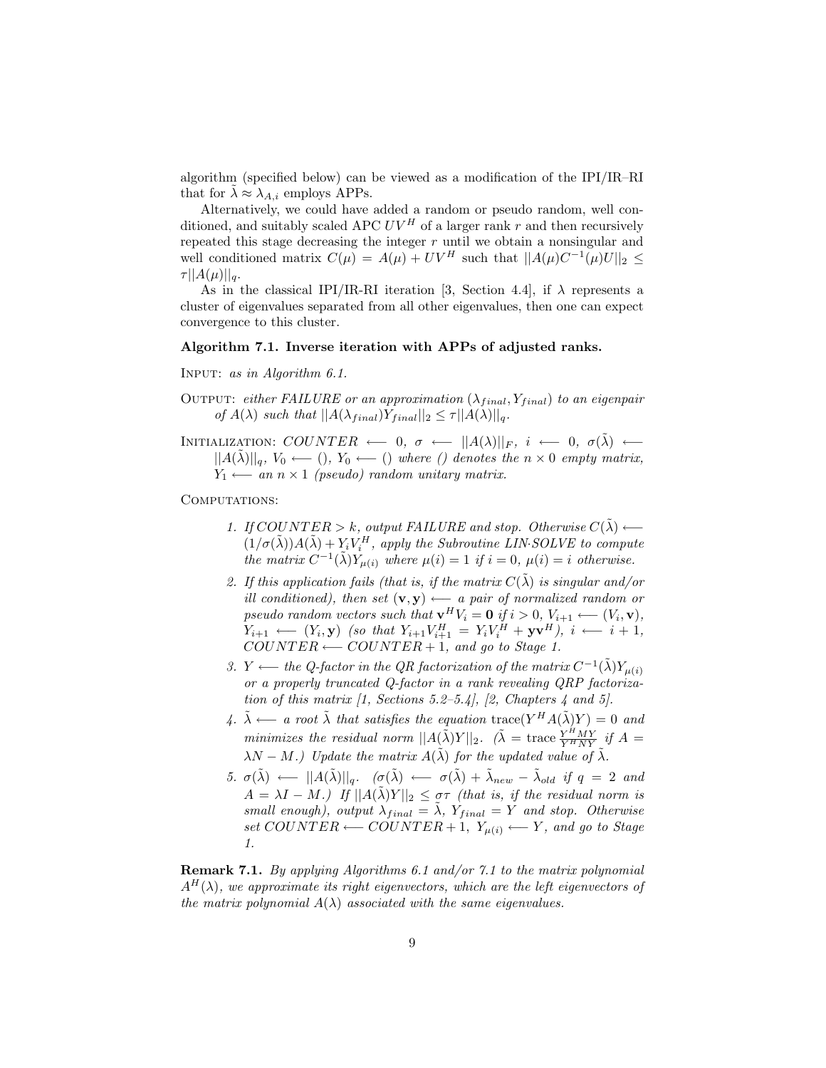algorithm (specified below) can be viewed as a modification of the IPI/IR–RI that for $\tilde{\lambda} \approx \lambda_{A,i}$ employs APPs.

Alternatively, we could have added a random or pseudo random, well conditioned, and suitably scaled APC $UV^H$ of a larger rank $r$ and then recursively repeated this stage decreasing the integer $r$ until we obtain a nonsingular and well conditioned matrix $C(\mu) = A(\mu) + UV^H$ such that $||A(\mu)C^{-1}(\mu)U||_2 \leq \tau ||A(\mu)||_q$.

As in the classical IPI/IR-RI iteration [3, Section 4.4], if $\lambda$ represents a cluster of eigenvalues separated from all other eigenvalues, then one can expect convergence to this cluster.

**Algorithm 7.1. Inverse iteration with APPs of adjusted ranks.**

INPUT: *as in Algorithm 6.1.*

OUTPUT: *either FAILURE or an approximation* $(\lambda_{final}, Y_{final})$ *to an eigenpair of* $A(\lambda)$ *such that* $||A(\lambda_{final})Y_{final}||_2 \leq \tau ||A(\lambda)||_q$.

INITIALIZATION: $COUNTER \longleftarrow 0$, $\sigma \longleftarrow ||A(\lambda)||_F$, $i \longleftarrow 0$, $\sigma(\tilde{\lambda}) \longleftarrow ||A(\tilde{\lambda})||_q$, $V_0 \longleftarrow ()$, $Y_0 \longleftarrow ()$ *where () denotes the* $n \times 0$ *empty matrix,* $Y_1 \longleftarrow$ *an* $n \times 1$ *(pseudo) random unitary matrix.*

COMPUTATIONS:

1. *If* $COUNTER > k$, *output FAILURE and stop. Otherwise* $C(\tilde{\lambda}) \longleftarrow (1/\sigma(\tilde{\lambda}))A(\tilde{\lambda}) + Y_i V_i^H$, *apply the Subroutine LIN·SOLVE to compute the matrix* $C^{-1}(\tilde{\lambda})Y_{\mu(i)}$ *where* $\mu(i) = 1$ *if* $i = 0$, $\mu(i) = i$ *otherwise.*
2. *If this application fails (that is, if the matrix* $C(\tilde{\lambda})$ *is singular and/or ill conditioned), then set* $(\mathbf{v}, \mathbf{y}) \longleftarrow$ *a pair of normalized random or pseudo random vectors such that* $\mathbf{v}^H V_i = \mathbf{0}$ *if* $i > 0$, $V_{i+1} \longleftarrow (V_i, \mathbf{v})$, $Y_{i+1} \longleftarrow (Y_i, \mathbf{y})$ *(so that* $Y_{i+1}V_{i+1}^H = Y_i V_i^H + \mathbf{y}\mathbf{v}^H$*),* $i \longleftarrow i + 1$, $COUNTER \longleftarrow COUNTER + 1$, *and go to Stage 1.*
3. $Y \longleftarrow$ *the Q-factor in the QR factorization of the matrix* $C^{-1}(\tilde{\lambda})Y_{\mu(i)}$ *or a properly truncated Q-factor in a rank revealing QRP factorization of this matrix [1, Sections 5.2–5.4], [2, Chapters 4 and 5].*
4. $\tilde{\lambda} \longleftarrow$ *a root* $\tilde{\lambda}$ *that satisfies the equation* $\text{trace}(Y^H A(\tilde{\lambda})Y) = 0$ *and minimizes the residual norm* $||A(\tilde{\lambda})Y||_2$. *(*$\tilde{\lambda} = \text{trace}\,\frac{Y^H MY}{Y^H NY}$ *if* $A = \lambda N - M$.*) Update the matrix* $A(\tilde{\lambda})$ *for the updated value of* $\tilde{\lambda}$.
5. $\sigma(\tilde{\lambda}) \longleftarrow ||A(\tilde{\lambda})||_q$. *(*$\sigma(\tilde{\lambda}) \longleftarrow \sigma(\tilde{\lambda}) + \tilde{\lambda}_{new} - \tilde{\lambda}_{old}$ *if* $q = 2$ *and* $A = \lambda I - M$.*) If* $||A(\tilde{\lambda})Y||_2 \leq \sigma\tau$ *(that is, if the residual norm is small enough), output* $\lambda_{final} = \tilde{\lambda}$, $Y_{final} = Y$ *and stop. Otherwise set* $COUNTER \longleftarrow COUNTER + 1$, $Y_{\mu(i)} \longleftarrow Y$, *and go to Stage 1.*

**Remark 7.1.** *By applying Algorithms 6.1 and/or 7.1 to the matrix polynomial* $A^H(\lambda)$, *we approximate its right eigenvectors, which are the left eigenvectors of the matrix polynomial* $A(\lambda)$ *associated with the same eigenvalues.*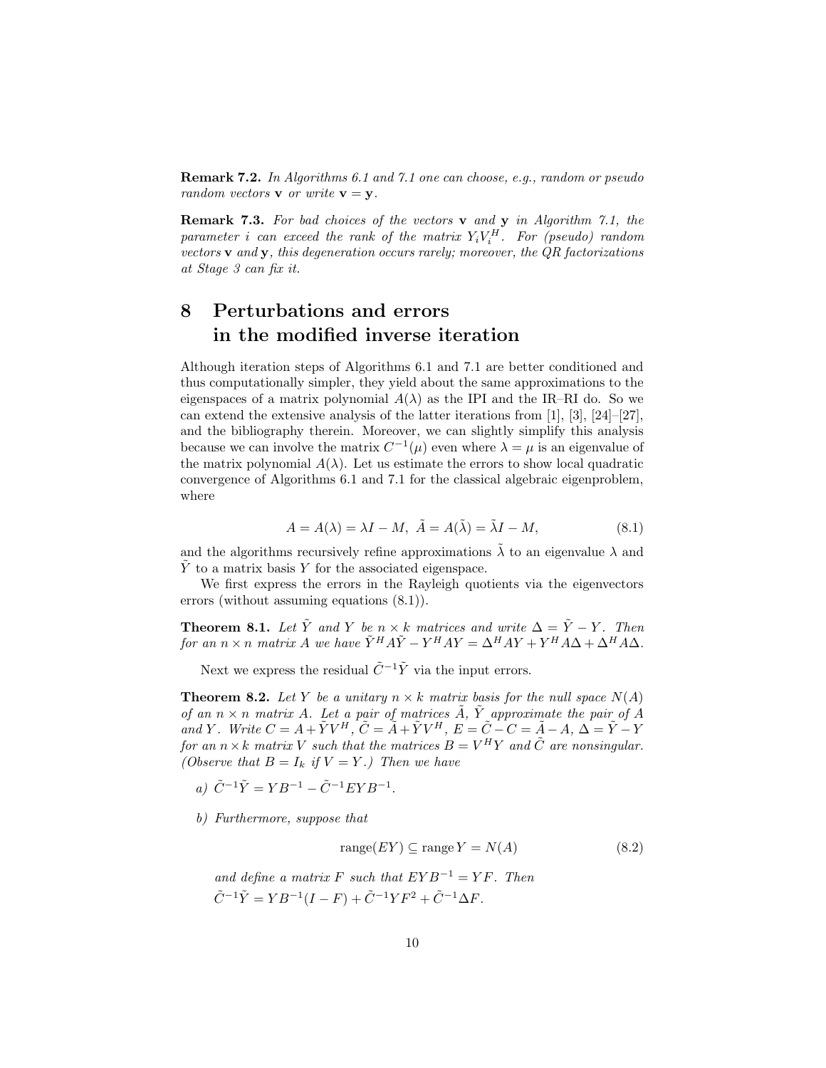**Remark 7.2.** *In Algorithms 6.1 and 7.1 one can choose, e.g., random or pseudo random vectors* $\mathbf{v}$ *or write* $\mathbf{v} = \mathbf{y}$*.*

**Remark 7.3.** *For bad choices of the vectors* $\mathbf{v}$ *and* $\mathbf{y}$ *in Algorithm 7.1, the parameter* $i$ *can exceed the rank of the matrix* $Y_i V_i^H$*. For (pseudo) random vectors* $\mathbf{v}$ *and* $\mathbf{y}$*, this degeneration occurs rarely; moreover, the QR factorizations at Stage 3 can fix it.*

# 8 Perturbations and errors in the modified inverse iteration

Although iteration steps of Algorithms 6.1 and 7.1 are better conditioned and thus computationally simpler, they yield about the same approximations to the eigenspaces of a matrix polynomial $A(\lambda)$ as the IPI and the IR–RI do. So we can extend the extensive analysis of the latter iterations from [1], [3], [24]–[27], and the bibliography therein. Moreover, we can slightly simplify this analysis because we can involve the matrix $C^{-1}(\mu)$ even where $\lambda = \mu$ is an eigenvalue of the matrix polynomial $A(\lambda)$. Let us estimate the errors to show local quadratic convergence of Algorithms 6.1 and 7.1 for the classical algebraic eigenproblem, where

$$A = A(\lambda) = \lambda I - M, \ \tilde{A} = A(\tilde{\lambda}) = \tilde{\lambda} I - M, \tag{8.1}$$

and the algorithms recursively refine approximations $\tilde{\lambda}$ to an eigenvalue $\lambda$ and $\tilde{Y}$ to a matrix basis $Y$ for the associated eigenspace.

We first express the errors in the Rayleigh quotients via the eigenvectors errors (without assuming equations (8.1)).

**Theorem 8.1.** *Let* $\tilde{Y}$ *and* $Y$ *be* $n \times k$ *matrices and write* $\Delta = \tilde{Y} - Y$*. Then for an* $n \times n$ *matrix* $A$ *we have* $\tilde{Y}^H A \tilde{Y} - Y^H A Y = \Delta^H A Y + Y^H A \Delta + \Delta^H A \Delta$*.*

Next we express the residual $\tilde{C}^{-1}\tilde{Y}$ via the input errors.

**Theorem 8.2.** *Let* $Y$ *be a unitary* $n \times k$ *matrix basis for the null space* $N(A)$ *of an* $n \times n$ *matrix* $A$*. Let a pair of matrices* $\tilde{A}$*,* $\tilde{Y}$ *approximate the pair of* $A$ *and* $Y$*. Write* $C = A + \tilde{Y}V^H$*,* $\tilde{C} = \tilde{A} + \tilde{Y}V^H$*,* $E = \tilde{C} - C = \tilde{A} - A$*,* $\Delta = \tilde{Y} - Y$ *for an* $n \times k$ *matrix* $V$ *such that the matrices* $B = V^H Y$ *and* $\tilde{C}$ *are nonsingular. (Observe that* $B = I_k$ *if* $V = Y$*.) Then we have*

*a)* $\tilde{C}^{-1}\tilde{Y} = YB^{-1} - \tilde{C}^{-1}EYB^{-1}$*.*

*b) Furthermore, suppose that*

$$\operatorname{range}(EY) \subseteq \operatorname{range} Y = N(A) \tag{8.2}$$

*and define a matrix* $F$ *such that* $EYB^{-1} = YF$*. Then*
$\tilde{C}^{-1}\tilde{Y} = YB^{-1}(I - F) + \tilde{C}^{-1}YF^2 + \tilde{C}^{-1}\Delta F$*.*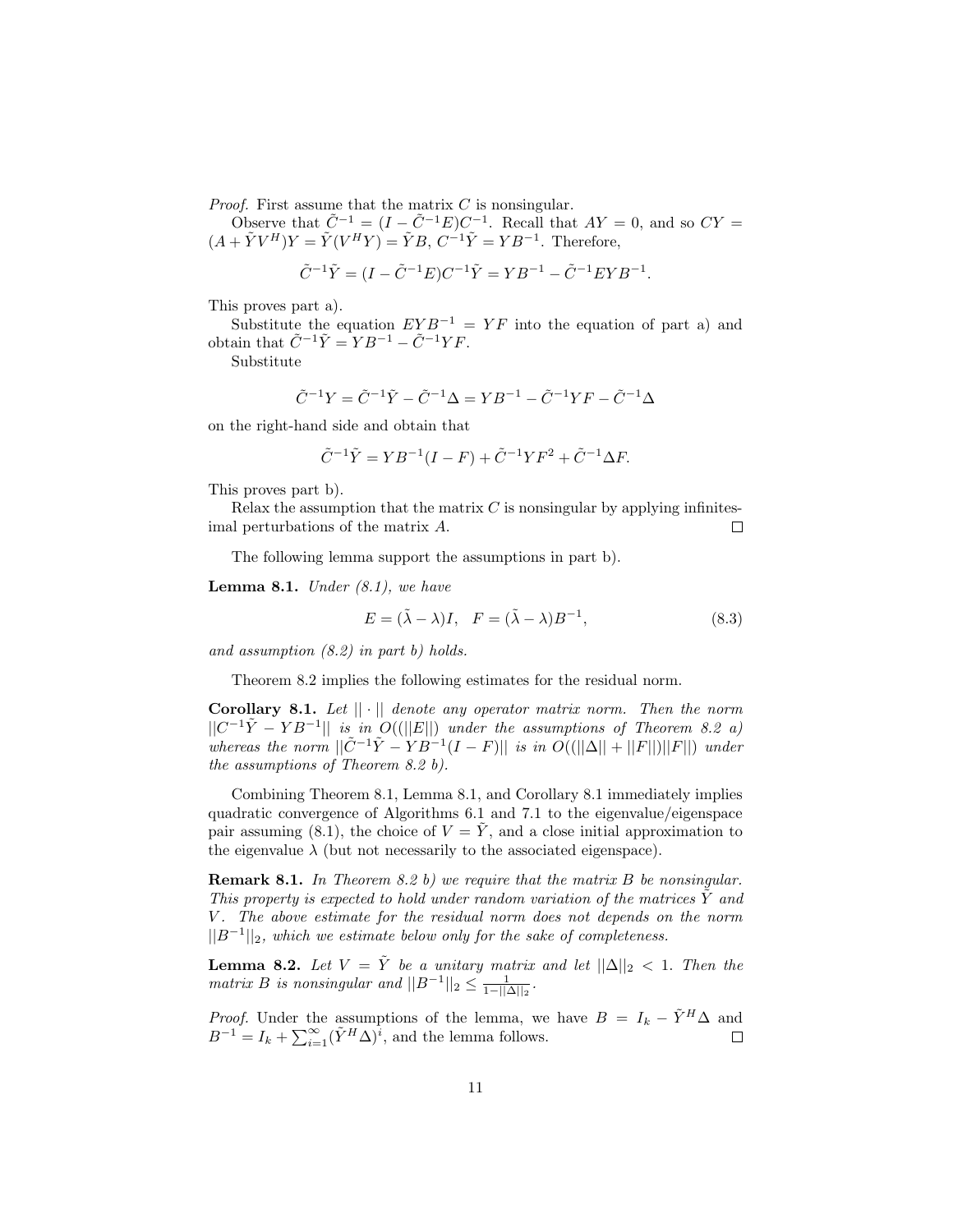*Proof.* First assume that the matrix $C$ is nonsingular.

Observe that $\tilde{C}^{-1} = (I - \tilde{C}^{-1}E)C^{-1}$. Recall that $AY = 0$, and so $CY = (A + \tilde{Y}V^H)Y = \tilde{Y}(V^HY) = \tilde{Y}B$, $C^{-1}\tilde{Y} = YB^{-1}$. Therefore,

$$\tilde{C}^{-1}\tilde{Y} = (I - \tilde{C}^{-1}E)C^{-1}\tilde{Y} = YB^{-1} - \tilde{C}^{-1}EYB^{-1}.$$

This proves part a).

Substitute the equation $EYB^{-1} = YF$ into the equation of part a) and obtain that $\tilde{C}^{-1}\tilde{Y} = YB^{-1} - \tilde{C}^{-1}YF$.

Substitute

$$\tilde{C}^{-1}Y = \tilde{C}^{-1}\tilde{Y} - \tilde{C}^{-1}\Delta = YB^{-1} - \tilde{C}^{-1}YF - \tilde{C}^{-1}\Delta$$

on the right-hand side and obtain that

$$\tilde{C}^{-1}\tilde{Y} = YB^{-1}(I - F) + \tilde{C}^{-1}YF^2 + \tilde{C}^{-1}\Delta F.$$

This proves part b).

Relax the assumption that the matrix $C$ is nonsingular by applying infinitesimal perturbations of the matrix $A$. □

The following lemma support the assumptions in part b).

**Lemma 8.1.** *Under (8.1), we have*

$$E = (\tilde{\lambda} - \lambda)I, \quad F = (\tilde{\lambda} - \lambda)B^{-1}, \tag{8.3}$$

*and assumption (8.2) in part b) holds.*

Theorem 8.2 implies the following estimates for the residual norm.

**Corollary 8.1.** *Let $||\cdot||$ denote any operator matrix norm. Then the norm $||C^{-1}\tilde{Y} - YB^{-1}||$ is in $O((||E||)$ under the assumptions of Theorem 8.2 a) whereas the norm $||\tilde{C}^{-1}\tilde{Y} - YB^{-1}(I - F)||$ is in $O((||\Delta|| + ||F||)||F||)$ under the assumptions of Theorem 8.2 b).*

Combining Theorem 8.1, Lemma 8.1, and Corollary 8.1 immediately implies quadratic convergence of Algorithms 6.1 and 7.1 to the eigenvalue/eigenspace pair assuming (8.1), the choice of $V = \tilde{Y}$, and a close initial approximation to the eigenvalue $\lambda$ (but not necessarily to the associated eigenspace).

**Remark 8.1.** *In Theorem 8.2 b) we require that the matrix $B$ be nonsingular. This property is expected to hold under random variation of the matrices $\tilde{Y}$ and $V$. The above estimate for the residual norm does not depends on the norm $||B^{-1}||_2$, which we estimate below only for the sake of completeness.*

**Lemma 8.2.** *Let $V = \tilde{Y}$ be a unitary matrix and let $||\Delta||_2 < 1$. Then the matrix $B$ is nonsingular and $||B^{-1}||_2 \le \frac{1}{1-||\Delta||_2}$.*

*Proof.* Under the assumptions of the lemma, we have $B = I_k - \tilde{Y}^H\Delta$ and $B^{-1} = I_k + \sum_{i=1}^{\infty}(\tilde{Y}^H\Delta)^i$, and the lemma follows. □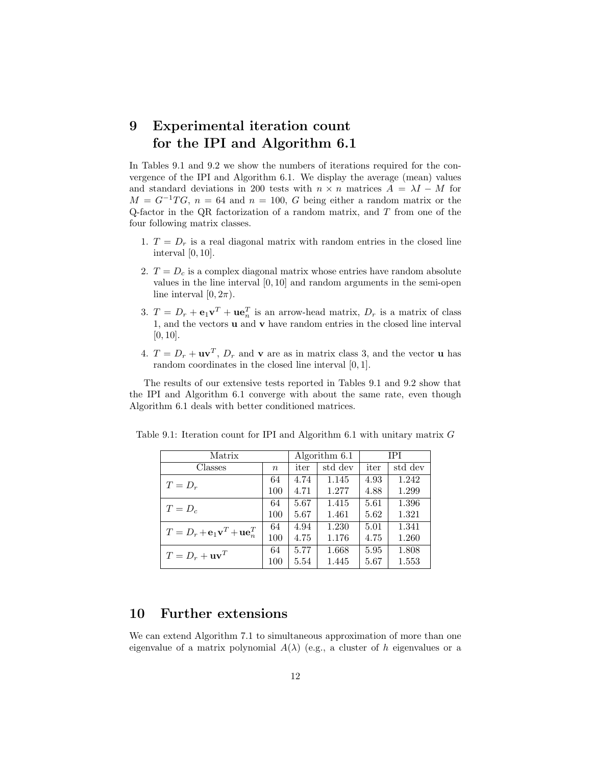# 9 Experimental iteration count for the IPI and Algorithm 6.1

In Tables 9.1 and 9.2 we show the numbers of iterations required for the convergence of the IPI and Algorithm 6.1. We display the average (mean) values and standard deviations in 200 tests with $n \times n$ matrices $A = \lambda I - M$ for $M = G^{-1}TG$, $n = 64$ and $n = 100$, $G$ being either a random matrix or the Q-factor in the QR factorization of a random matrix, and $T$ from one of the four following matrix classes.

1. $T = D_r$ is a real diagonal matrix with random entries in the closed line interval $[0, 10]$.
2. $T = D_c$ is a complex diagonal matrix whose entries have random absolute values in the line interval $[0, 10]$ and random arguments in the semi-open line interval $[0, 2\pi)$.
3. $T = D_r + \mathbf{e}_1\mathbf{v}^T + \mathbf{u}\mathbf{e}_n^T$ is an arrow-head matrix, $D_r$ is a matrix of class 1, and the vectors $\mathbf{u}$ and $\mathbf{v}$ have random entries in the closed line interval $[0, 10]$.
4. $T = D_r + \mathbf{u}\mathbf{v}^T$, $D_r$ and $\mathbf{v}$ are as in matrix class 3, and the vector $\mathbf{u}$ has random coordinates in the closed line interval $[0, 1]$.

The results of our extensive tests reported in Tables 9.1 and 9.2 show that the IPI and Algorithm 6.1 converge with about the same rate, even though Algorithm 6.1 deals with better conditioned matrices.

Table 9.1: Iteration count for IPI and Algorithm 6.1 with unitary matrix $G$

| Matrix | | Algorithm 6.1 | | IPI | |
|---|---|---|---|---|---|
| Classes | $n$ | iter | std dev | iter | std dev |
| $T = D_r$ | 64 | 4.74 | 1.145 | 4.93 | 1.242 |
| | 100 | 4.71 | 1.277 | 4.88 | 1.299 |
| $T = D_c$ | 64 | 5.67 | 1.415 | 5.61 | 1.396 |
| | 100 | 5.67 | 1.461 | 5.62 | 1.321 |
| $T = D_r + \mathbf{e}_1\mathbf{v}^T + \mathbf{u}\mathbf{e}_n^T$ | 64 | 4.94 | 1.230 | 5.01 | 1.341 |
| | 100 | 4.75 | 1.176 | 4.75 | 1.260 |
| $T = D_r + \mathbf{u}\mathbf{v}^T$ | 64 | 5.77 | 1.668 | 5.95 | 1.808 |
| | 100 | 5.54 | 1.445 | 5.67 | 1.553 |

# 10 Further extensions

We can extend Algorithm 7.1 to simultaneous approximation of more than one eigenvalue of a matrix polynomial $A(\lambda)$ (e.g., a cluster of $h$ eigenvalues or a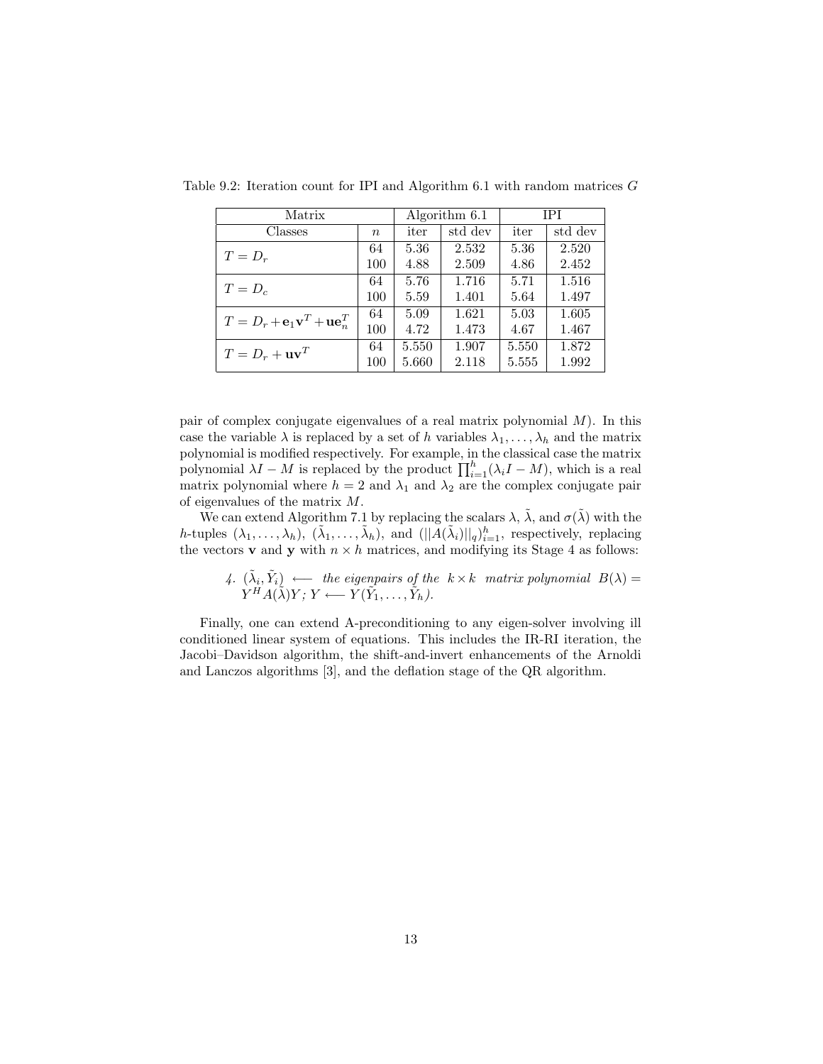Table 9.2: Iteration count for IPI and Algorithm 6.1 with random matrices $G$

| Matrix | | Algorithm 6.1 | | IPI | |
|---|---|---|---|---|---|
| Classes | $n$ | iter | std dev | iter | std dev |
| $T = D_r$ | 64 | 5.36 | 2.532 | 5.36 | 2.520 |
| | 100 | 4.88 | 2.509 | 4.86 | 2.452 |
| $T = D_c$ | 64 | 5.76 | 1.716 | 5.71 | 1.516 |
| | 100 | 5.59 | 1.401 | 5.64 | 1.497 |
| $T = D_r + \mathbf{e}_1\mathbf{v}^T + \mathbf{u}\mathbf{e}_n^T$ | 64 | 5.09 | 1.621 | 5.03 | 1.605 |
| | 100 | 4.72 | 1.473 | 4.67 | 1.467 |
| $T = D_r + \mathbf{u}\mathbf{v}^T$ | 64 | 5.550 | 1.907 | 5.550 | 1.872 |
| | 100 | 5.660 | 2.118 | 5.555 | 1.992 |

pair of complex conjugate eigenvalues of a real matrix polynomial $M$). In this case the variable $\lambda$ is replaced by a set of $h$ variables $\lambda_1, \ldots, \lambda_h$ and the matrix polynomial is modified respectively. For example, in the classical case the matrix polynomial $\lambda I - M$ is replaced by the product $\prod_{i=1}^{h}(\lambda_i I - M)$, which is a real matrix polynomial where $h = 2$ and $\lambda_1$ and $\lambda_2$ are the complex conjugate pair of eigenvalues of the matrix $M$.

We can extend Algorithm 7.1 by replacing the scalars $\lambda$, $\tilde{\lambda}$, and $\sigma(\tilde{\lambda})$ with the $h$-tuples $(\lambda_1, \ldots, \lambda_h)$, $(\tilde{\lambda}_1, \ldots, \tilde{\lambda}_h)$, and $(||A(\tilde{\lambda}_i)||_q)_{i=1}^{h}$, respectively, replacing the vectors $\mathbf{v}$ and $\mathbf{y}$ with $n \times h$ matrices, and modifying its Stage 4 as follows:

> 4. $(\tilde{\lambda}_i, \tilde{Y}_i) \longleftarrow$ *the eigenpairs of the* $k \times k$ *matrix polynomial* $B(\lambda) = Y^H A(\tilde{\lambda}) Y$; $Y \longleftarrow Y(\tilde{Y}_1, \ldots, \tilde{Y}_h)$.

Finally, one can extend A-preconditioning to any eigen-solver involving ill conditioned linear system of equations. This includes the IR-RI iteration, the Jacobi–Davidson algorithm, the shift-and-invert enhancements of the Arnoldi and Lanczos algorithms [3], and the deflation stage of the QR algorithm.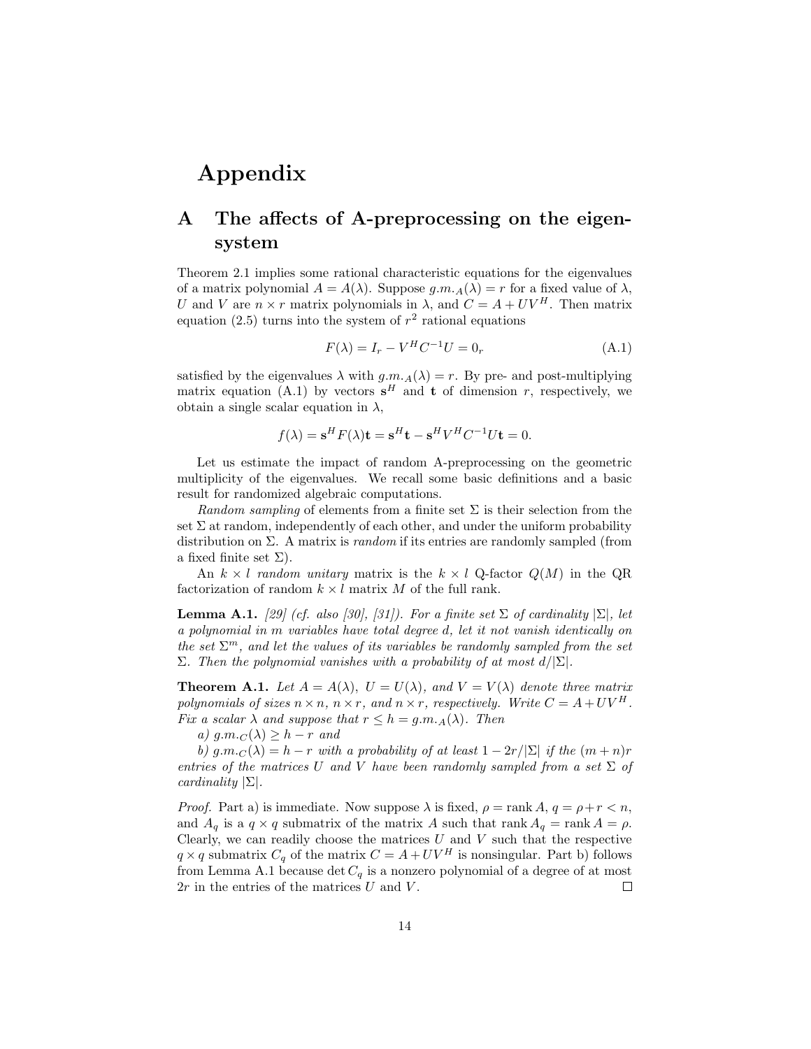# Appendix

## A The affects of A-preprocessing on the eigensystem

Theorem 2.1 implies some rational characteristic equations for the eigenvalues of a matrix polynomial $A = A(\lambda)$. Suppose $g.m._A(\lambda) = r$ for a fixed value of $\lambda$, $U$ and $V$ are $n \times r$ matrix polynomials in $\lambda$, and $C = A + UV^H$. Then matrix equation (2.5) turns into the system of $r^2$ rational equations

$$F(\lambda) = I_r - V^H C^{-1} U = 0_r \tag{A.1}$$

satisfied by the eigenvalues $\lambda$ with $g.m._A(\lambda) = r$. By pre- and post-multiplying matrix equation (A.1) by vectors $\mathbf{s}^H$ and $\mathbf{t}$ of dimension $r$, respectively, we obtain a single scalar equation in $\lambda$,

$$f(\lambda) = \mathbf{s}^H F(\lambda)\mathbf{t} = \mathbf{s}^H \mathbf{t} - \mathbf{s}^H V^H C^{-1} U \mathbf{t} = 0.$$

Let us estimate the impact of random A-preprocessing on the geometric multiplicity of the eigenvalues. We recall some basic definitions and a basic result for randomized algebraic computations.

*Random sampling* of elements from a finite set $\Sigma$ is their selection from the set $\Sigma$ at random, independently of each other, and under the uniform probability distribution on $\Sigma$. A matrix is *random* if its entries are randomly sampled (from a fixed finite set $\Sigma$).

An $k \times l$ *random unitary* matrix is the $k \times l$ Q-factor $Q(M)$ in the QR factorization of random $k \times l$ matrix $M$ of the full rank.

**Lemma A.1.** *[29] (cf. also [30], [31]). For a finite set $\Sigma$ of cardinality $|\Sigma|$, let a polynomial in $m$ variables have total degree $d$, let it not vanish identically on the set $\Sigma^m$, and let the values of its variables be randomly sampled from the set $\Sigma$. Then the polynomial vanishes with a probability of at most $d/|\Sigma|$.*

**Theorem A.1.** *Let $A = A(\lambda)$, $U = U(\lambda)$, and $V = V(\lambda)$ denote three matrix polynomials of sizes $n \times n$, $n \times r$, and $n \times r$, respectively. Write $C = A + UV^H$. Fix a scalar $\lambda$ and suppose that $r \leq h = g.m._A(\lambda)$. Then*

*a) $g.m._C(\lambda) \geq h - r$ and*

*b) $g.m._C(\lambda) = h - r$ with a probability of at least $1 - 2r/|\Sigma|$ if the $(m+n)r$ entries of the matrices $U$ and $V$ have been randomly sampled from a set $\Sigma$ of cardinality $|\Sigma|$.*

*Proof.* Part a) is immediate. Now suppose $\lambda$ is fixed, $\rho = \operatorname{rank} A$, $q = \rho + r < n$, and $A_q$ is a $q \times q$ submatrix of the matrix $A$ such that $\operatorname{rank} A_q = \operatorname{rank} A = \rho$. Clearly, we can readily choose the matrices $U$ and $V$ such that the respective $q \times q$ submatrix $C_q$ of the matrix $C = A + UV^H$ is nonsingular. Part b) follows from Lemma A.1 because $\det C_q$ is a nonzero polynomial of a degree of at most $2r$ in the entries of the matrices $U$ and $V$. $\square$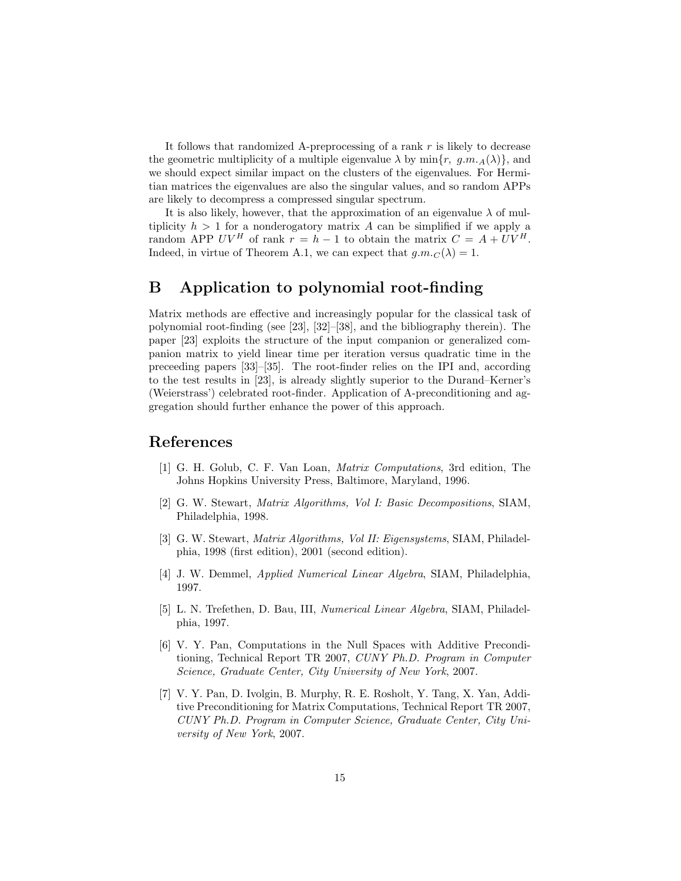It follows that randomized A-preprocessing of a rank $r$ is likely to decrease the geometric multiplicity of a multiple eigenvalue $\lambda$ by $\min\{r,\ g.m._A(\lambda)\}$, and we should expect similar impact on the clusters of the eigenvalues. For Hermitian matrices the eigenvalues are also the singular values, and so random APPs are likely to decompress a compressed singular spectrum.

It is also likely, however, that the approximation of an eigenvalue $\lambda$ of multiplicity $h > 1$ for a nonderogatory matrix $A$ can be simplified if we apply a random APP $UV^H$ of rank $r = h - 1$ to obtain the matrix $C = A + UV^H$. Indeed, in virtue of Theorem A.1, we can expect that $g.m._C(\lambda) = 1$.

## B Application to polynomial root-finding

Matrix methods are effective and increasingly popular for the classical task of polynomial root-finding (see [23], [32]–[38], and the bibliography therein). The paper [23] exploits the structure of the input companion or generalized companion matrix to yield linear time per iteration versus quadratic time in the preceeding papers [33]–[35]. The root-finder relies on the IPI and, according to the test results in [23], is already slightly superior to the Durand–Kerner's (Weierstrass') celebrated root-finder. Application of A-preconditioning and aggregation should further enhance the power of this approach.

## References

[1] G. H. Golub, C. F. Van Loan, *Matrix Computations*, 3rd edition, The Johns Hopkins University Press, Baltimore, Maryland, 1996.

[2] G. W. Stewart, *Matrix Algorithms, Vol I: Basic Decompositions*, SIAM, Philadelphia, 1998.

[3] G. W. Stewart, *Matrix Algorithms, Vol II: Eigensystems*, SIAM, Philadelphia, 1998 (first edition), 2001 (second edition).

[4] J. W. Demmel, *Applied Numerical Linear Algebra*, SIAM, Philadelphia, 1997.

[5] L. N. Trefethen, D. Bau, III, *Numerical Linear Algebra*, SIAM, Philadelphia, 1997.

[6] V. Y. Pan, Computations in the Null Spaces with Additive Preconditioning, Technical Report TR 2007, *CUNY Ph.D. Program in Computer Science, Graduate Center, City University of New York*, 2007.

[7] V. Y. Pan, D. Ivolgin, B. Murphy, R. E. Rosholt, Y. Tang, X. Yan, Additive Preconditioning for Matrix Computations, Technical Report TR 2007, *CUNY Ph.D. Program in Computer Science, Graduate Center, City University of New York*, 2007.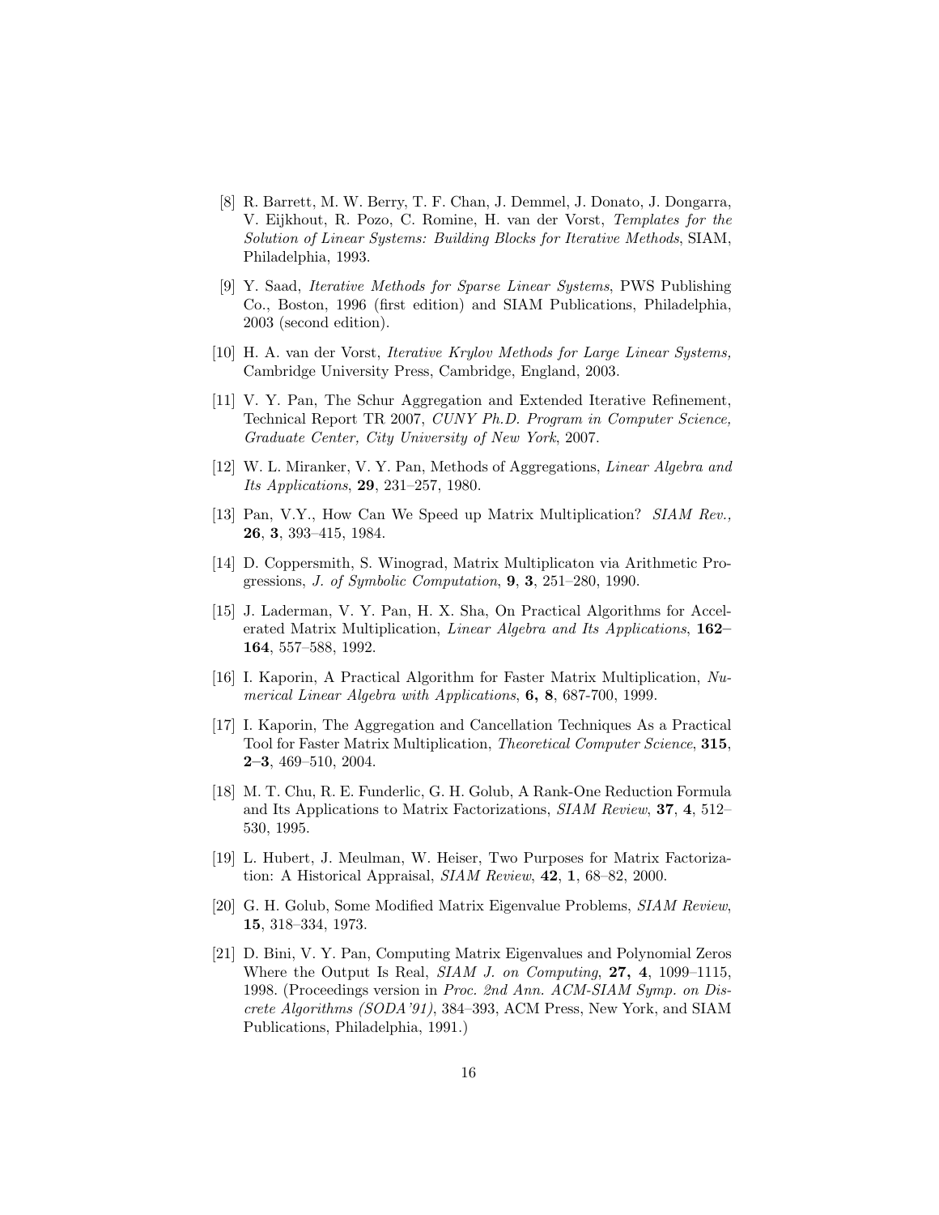[8] R. Barrett, M. W. Berry, T. F. Chan, J. Demmel, J. Donato, J. Dongarra, V. Eijkhout, R. Pozo, C. Romine, H. van der Vorst, *Templates for the Solution of Linear Systems: Building Blocks for Iterative Methods*, SIAM, Philadelphia, 1993.

[9] Y. Saad, *Iterative Methods for Sparse Linear Systems*, PWS Publishing Co., Boston, 1996 (first edition) and SIAM Publications, Philadelphia, 2003 (second edition).

[10] H. A. van der Vorst, *Iterative Krylov Methods for Large Linear Systems,* Cambridge University Press, Cambridge, England, 2003.

[11] V. Y. Pan, The Schur Aggregation and Extended Iterative Refinement, Technical Report TR 2007, *CUNY Ph.D. Program in Computer Science, Graduate Center, City University of New York*, 2007.

[12] W. L. Miranker, V. Y. Pan, Methods of Aggregations, *Linear Algebra and Its Applications*, **29**, 231–257, 1980.

[13] Pan, V.Y., How Can We Speed up Matrix Multiplication? *SIAM Rev.,* **26**, **3**, 393–415, 1984.

[14] D. Coppersmith, S. Winograd, Matrix Multiplicaton via Arithmetic Progressions, *J. of Symbolic Computation*, **9**, **3**, 251–280, 1990.

[15] J. Laderman, V. Y. Pan, H. X. Sha, On Practical Algorithms for Accelerated Matrix Multiplication, *Linear Algebra and Its Applications*, **162–164**, 557–588, 1992.

[16] I. Kaporin, A Practical Algorithm for Faster Matrix Multiplication, *Numerical Linear Algebra with Applications*, **6, 8**, 687-700, 1999.

[17] I. Kaporin, The Aggregation and Cancellation Techniques As a Practical Tool for Faster Matrix Multiplication, *Theoretical Computer Science*, **315**, **2–3**, 469–510, 2004.

[18] M. T. Chu, R. E. Funderlic, G. H. Golub, A Rank-One Reduction Formula and Its Applications to Matrix Factorizations, *SIAM Review*, **37**, **4**, 512–530, 1995.

[19] L. Hubert, J. Meulman, W. Heiser, Two Purposes for Matrix Factorization: A Historical Appraisal, *SIAM Review*, **42**, **1**, 68–82, 2000.

[20] G. H. Golub, Some Modified Matrix Eigenvalue Problems, *SIAM Review*, **15**, 318–334, 1973.

[21] D. Bini, V. Y. Pan, Computing Matrix Eigenvalues and Polynomial Zeros Where the Output Is Real, *SIAM J. on Computing*, **27, 4**, 1099–1115, 1998. (Proceedings version in *Proc. 2nd Ann. ACM-SIAM Symp. on Discrete Algorithms (SODA'91)*, 384–393, ACM Press, New York, and SIAM Publications, Philadelphia, 1991.)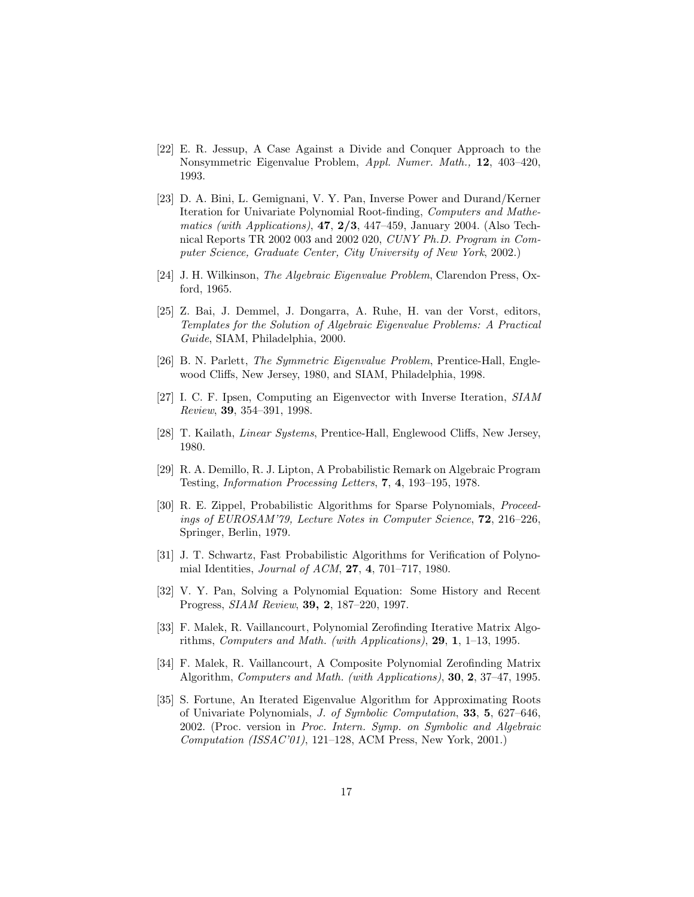[22] E. R. Jessup, A Case Against a Divide and Conquer Approach to the Nonsymmetric Eigenvalue Problem, *Appl. Numer. Math.,* **12**, 403–420, 1993.

[23] D. A. Bini, L. Gemignani, V. Y. Pan, Inverse Power and Durand/Kerner Iteration for Univariate Polynomial Root-finding, *Computers and Mathematics (with Applications)*, **47**, **2/3**, 447–459, January 2004. (Also Technical Reports TR 2002 003 and 2002 020, *CUNY Ph.D. Program in Computer Science, Graduate Center, City University of New York*, 2002.)

[24] J. H. Wilkinson, *The Algebraic Eigenvalue Problem*, Clarendon Press, Oxford, 1965.

[25] Z. Bai, J. Demmel, J. Dongarra, A. Ruhe, H. van der Vorst, editors, *Templates for the Solution of Algebraic Eigenvalue Problems: A Practical Guide*, SIAM, Philadelphia, 2000.

[26] B. N. Parlett, *The Symmetric Eigenvalue Problem*, Prentice-Hall, Englewood Cliffs, New Jersey, 1980, and SIAM, Philadelphia, 1998.

[27] I. C. F. Ipsen, Computing an Eigenvector with Inverse Iteration, *SIAM Review*, **39**, 354–391, 1998.

[28] T. Kailath, *Linear Systems*, Prentice-Hall, Englewood Cliffs, New Jersey, 1980.

[29] R. A. Demillo, R. J. Lipton, A Probabilistic Remark on Algebraic Program Testing, *Information Processing Letters*, **7**, **4**, 193–195, 1978.

[30] R. E. Zippel, Probabilistic Algorithms for Sparse Polynomials, *Proceedings of EUROSAM'79, Lecture Notes in Computer Science*, **72**, 216–226, Springer, Berlin, 1979.

[31] J. T. Schwartz, Fast Probabilistic Algorithms for Verification of Polynomial Identities, *Journal of ACM*, **27**, **4**, 701–717, 1980.

[32] V. Y. Pan, Solving a Polynomial Equation: Some History and Recent Progress, *SIAM Review*, **39, 2**, 187–220, 1997.

[33] F. Malek, R. Vaillancourt, Polynomial Zerofinding Iterative Matrix Algorithms, *Computers and Math. (with Applications)*, **29**, **1**, 1–13, 1995.

[34] F. Malek, R. Vaillancourt, A Composite Polynomial Zerofinding Matrix Algorithm, *Computers and Math. (with Applications)*, **30**, **2**, 37–47, 1995.

[35] S. Fortune, An Iterated Eigenvalue Algorithm for Approximating Roots of Univariate Polynomials, *J. of Symbolic Computation*, **33**, **5**, 627–646, 2002. (Proc. version in *Proc. Intern. Symp. on Symbolic and Algebraic Computation (ISSAC'01)*, 121–128, ACM Press, New York, 2001.)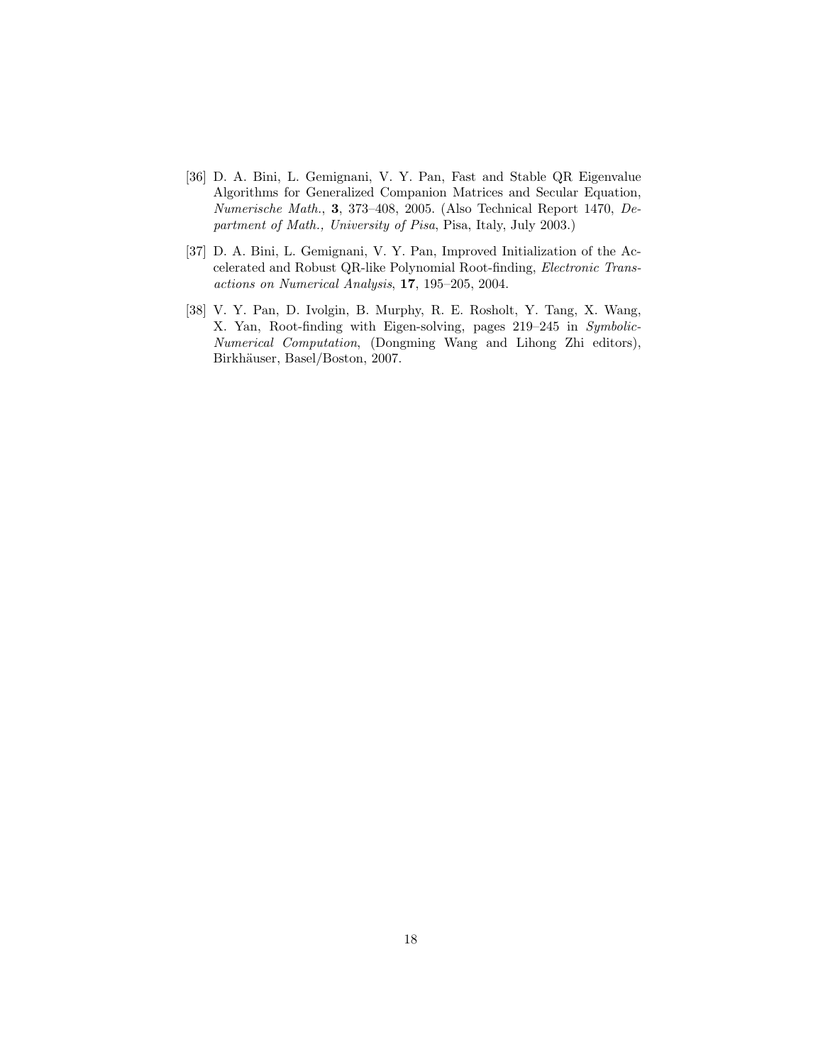[36] D. A. Bini, L. Gemignani, V. Y. Pan, Fast and Stable QR Eigenvalue Algorithms for Generalized Companion Matrices and Secular Equation, *Numerische Math.*, **3**, 373–408, 2005. (Also Technical Report 1470, *Department of Math., University of Pisa*, Pisa, Italy, July 2003.)

[37] D. A. Bini, L. Gemignani, V. Y. Pan, Improved Initialization of the Accelerated and Robust QR-like Polynomial Root-finding, *Electronic Transactions on Numerical Analysis*, **17**, 195–205, 2004.

[38] V. Y. Pan, D. Ivolgin, B. Murphy, R. E. Rosholt, Y. Tang, X. Wang, X. Yan, Root-finding with Eigen-solving, pages 219–245 in *Symbolic-Numerical Computation*, (Dongming Wang and Lihong Zhi editors), Birkhäuser, Basel/Boston, 2007.